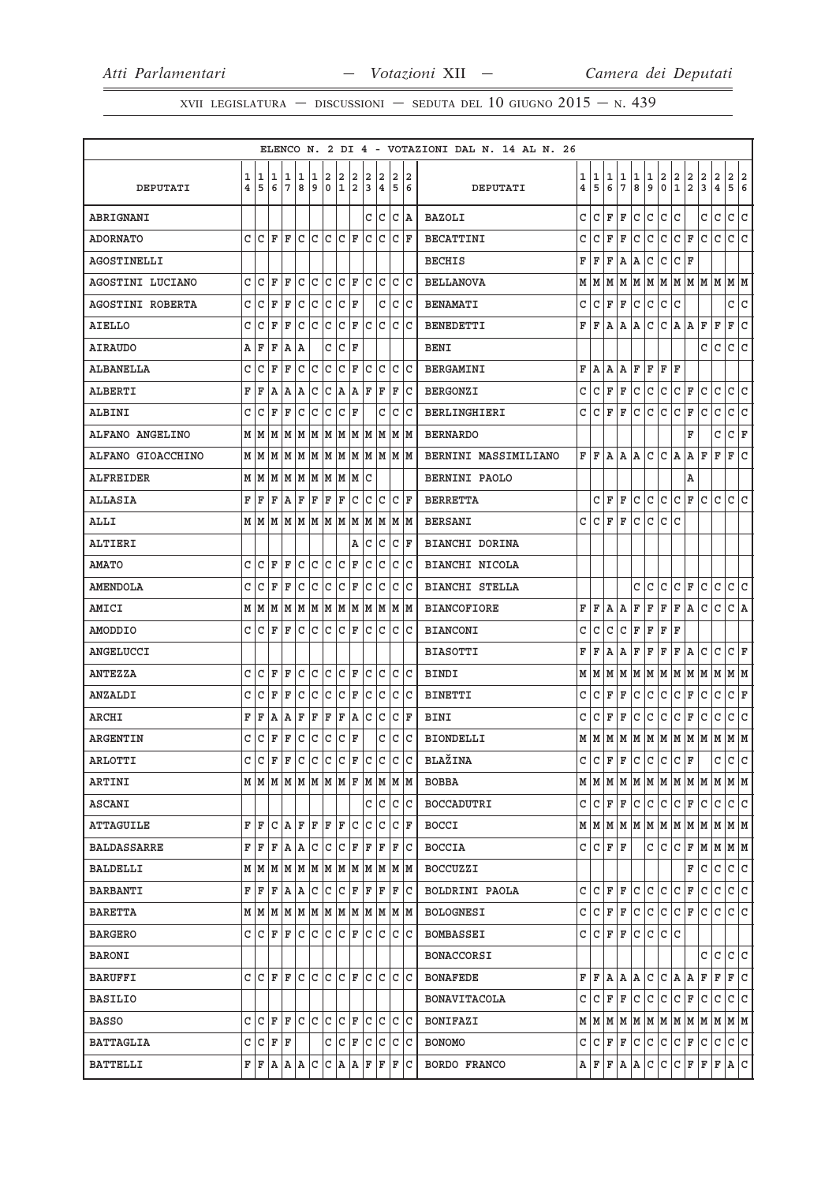ELENCO N. 2 DI 4 - VOTAZIONI DAL N. 14 AL N. 26

| DEPUTATI | 14 | 15 | 16 | 17 | 18 | 19 | 20 | 21 | 22 | 23 | 24 | 25 | 26 | DEPUTATI | 14 | 15 | 16 | 17 | 18 | 19 | 20 | 21 | 22 | 23 | 24 | 25 | 26 |
|---|---|---|---|---|---|---|---|---|---|---|---|---|---|---|---|---|---|---|---|---|---|---|---|---|---|---|---|
| ABRIGNANI | | | | | | | | | | C | C | C | A | BAZOLI | C | C | F | F | C | C | C | C | | C | C | C | C |
| ADORNATO | C | C | F | F | C | C | C | C | F | C | C | C | F | BECATTINI | C | C | F | F | C | C | C | C | F | C | C | C | C |
| AGOSTINELLI | | | | | | | | | | | | | | BECHIS | F | F | F | A | A | C | C | C | F | | | | |
| AGOSTINI LUCIANO | C | C | F | F | C | C | C | C | F | C | C | C | C | BELLANOVA | M | M | M | M | M | M | M | M | M | M | M | M | M |
| AGOSTINI ROBERTA | C | C | F | F | C | C | C | C | F | | C | C | C | BENAMATI | C | C | F | F | C | C | C | C | | | | C | C |
| AIELLO | C | C | F | F | C | C | C | C | F | C | C | C | C | BENEDETTI | F | F | A | A | A | C | C | A | A | F | F | F | C |
| AIRAUDO | A | F | F | A | A | | C | C | F | | | | | BENI | | | | | | | | | | C | C | C | C |
| ALBANELLA | C | C | F | F | C | C | C | C | F | C | C | C | C | BERGAMINI | F | A | A | A | F | F | F | F | | | | | |
| ALBERTI | F | F | A | A | A | C | C | A | A | F | F | F | C | BERGONZI | C | C | F | F | C | C | C | C | F | C | C | C | C |
| ALBINI | C | C | F | F | C | C | C | C | F | | C | C | C | BERLINGHIERI | C | C | F | F | C | C | C | C | F | C | C | C | C |
| ALFANO ANGELINO | M | M | M | M | M | M | M | M | M | M | M | M | M | BERNARDO | | | | | | | | | F | | C | C | F |
| ALFANO GIOACCHINO | M | M | M | M | M | M | M | M | M | M | M | M | M | BERNINI MASSIMILIANO | F | F | A | A | A | C | C | A | A | F | F | F | C |
| ALFREIDER | M | M | M | M | M | M | M | M | M | C | | | | BERNINI PAOLO | | | | | | | | | A | | | | |
| ALLASIA | F | F | F | A | F | F | F | F | C | C | C | C | F | BERRETTA | | C | F | F | C | C | C | C | F | C | C | C | C |
| ALLI | M | M | M | M | M | M | M | M | M | M | M | M | M | BERSANI | C | C | F | F | C | C | C | C | | | | | |
| ALTIERI | | | | | | | | | A | C | C | C | F | BIANCHI DORINA | | | | | | | | | | | | | |
| AMATO | C | C | F | F | C | C | C | C | F | C | C | C | C | BIANCHI NICOLA | | | | | | | | | | | | | |
| AMENDOLA | C | C | F | F | C | C | C | C | F | C | C | C | C | BIANCHI STELLA | | | | | C | C | C | C | F | C | C | C | C |
| AMICI | M | M | M | M | M | M | M | M | M | M | M | M | M | BIANCOFIORE | F | F | A | A | F | F | F | F | A | C | C | C | A |
| AMODDIO | C | C | F | F | C | C | C | C | F | C | C | C | C | BIANCONI | C | C | C | C | F | F | F | F | | | | | |
| ANGELUCCI | | | | | | | | | | | | | | BIASOTTI | F | F | A | A | F | F | F | F | A | C | C | C | F |
| ANTEZZA | C | C | F | F | C | C | C | C | F | C | C | C | C | BINDI | M | M | M | M | M | M | M | M | M | M | M | M | M |
| ANZALDI | C | C | F | F | C | C | C | C | F | C | C | C | C | BINETTI | C | C | F | F | C | C | C | C | F | C | C | C | F |
| ARCHI | F | F | A | A | F | F | F | F | A | C | C | C | F | BINI | C | C | F | F | C | C | C | C | F | C | C | C | C |
| ARGENTIN | C | C | F | F | C | C | C | C | F | | C | C | C | BIONDELLI | M | M | M | M | M | M | M | M | M | M | M | M | M |
| ARLOTTI | C | C | F | F | C | C | C | C | F | C | C | C | C | BLAŽINA | C | C | F | F | C | C | C | C | F | | C | C | C |
| ARTINI | M | M | M | M | M | M | M | M | F | M | M | M | M | BOBBA | M | M | M | M | M | M | M | M | M | M | M | M | M |
| ASCANI | | | | | | | | | | C | C | C | C | BOCCADUTRI | C | C | F | F | C | C | C | C | F | C | C | C | C |
| ATTAGUILE | F | F | C | A | F | F | F | F | C | C | C | C | F | BOCCI | M | M | M | M | M | M | M | M | M | M | M | M | M |
| BALDASSARRE | F | F | F | A | A | C | C | C | F | F | F | F | C | BOCCIA | C | C | F | F | | C | C | C | F | M | M | M | M |
| BALDELLI | M | M | M | M | M | M | M | M | M | M | M | M | M | BOCCUZZI | | | | | | | | | F | C | C | C | C |
| BARBANTI | F | F | F | A | A | C | C | C | F | F | F | F | C | BOLDRINI PAOLA | C | C | F | F | C | C | C | C | F | C | C | C | C |
| BARETTA | M | M | M | M | M | M | M | M | M | M | M | M | M | BOLOGNESI | C | C | F | F | C | C | C | C | F | C | C | C | C |
| BARGERO | C | C | F | F | C | C | C | C | F | C | C | C | C | BOMBASSEI | C | C | F | F | C | C | C | C | | | | | |
| BARONI | | | | | | | | | | | | | | BONACCORSI | | | | | | | | | | C | C | C | C |
| BARUFFI | C | C | F | F | C | C | C | C | F | C | C | C | C | BONAFEDE | F | F | A | A | A | C | C | A | A | F | F | F | C |
| BASILIO | | | | | | | | | | | | | | BONAVITACOLA | C | C | F | F | C | C | C | C | F | C | C | C | C |
| BASSO | C | C | F | F | C | C | C | C | F | C | C | C | C | BONIFAZI | M | M | M | M | M | M | M | M | M | M | M | M | M |
| BATTAGLIA | C | C | F | F | | | C | C | F | C | C | C | C | BONOMO | C | C | F | F | C | C | C | C | F | C | C | C | C |
| BATTELLI | F | F | A | A | A | C | C | A | A | F | F | F | C | BORDO FRANCO | A | F | F | A | A | C | C | C | F | F | F | A | C |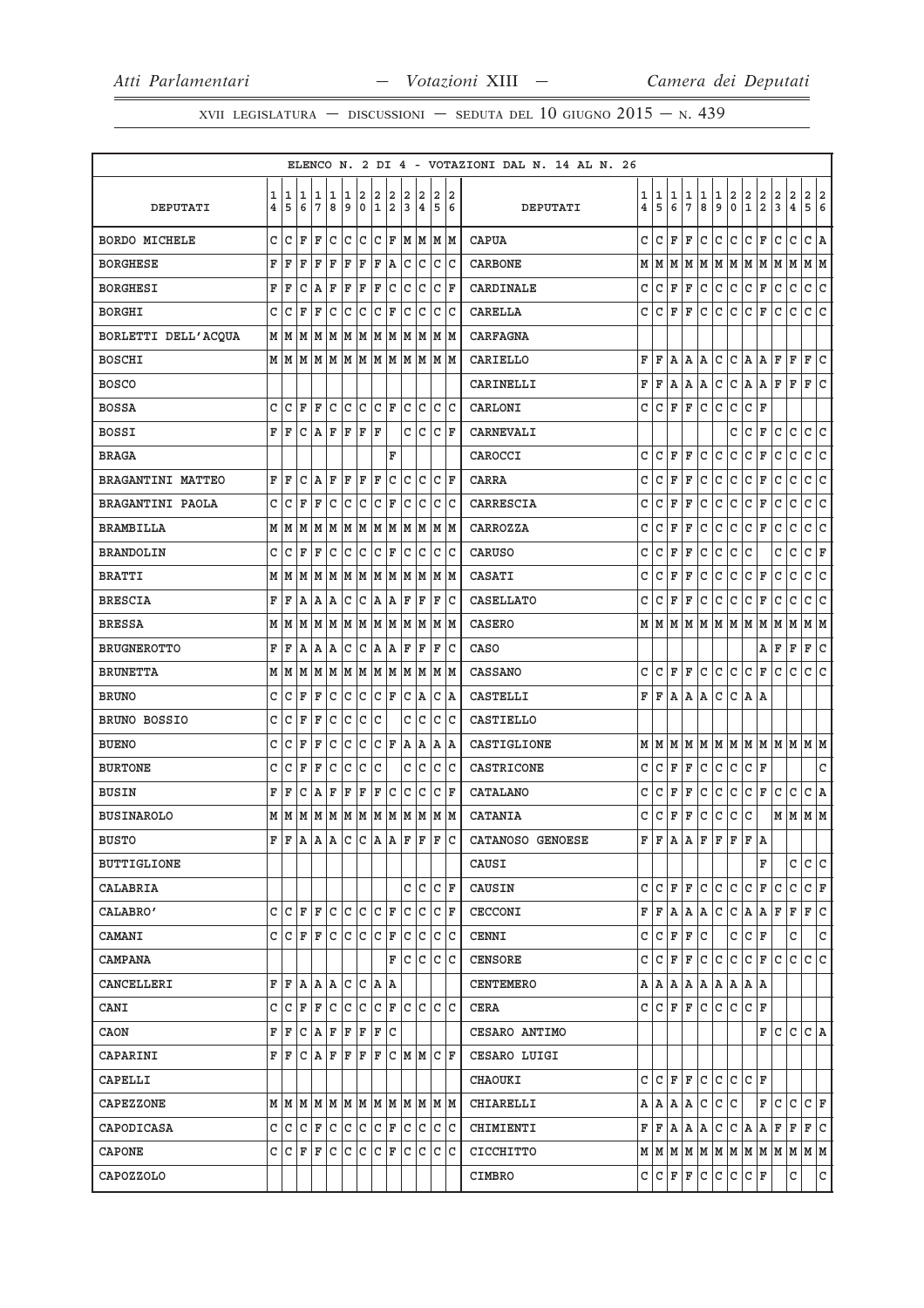ELENCO N. 2 DI 4 - VOTAZIONI DAL N. 14 AL N. 26

| DEPUTATI | 14 | 15 | 16 | 17 | 18 | 19 | 20 | 21 | 22 | 23 | 24 | 25 | 26 | DEPUTATI | 14 | 15 | 16 | 17 | 18 | 19 | 20 | 21 | 22 | 23 | 24 | 25 | 26 |
|---|---|---|---|---|---|---|---|---|---|---|---|---|---|---|---|---|---|---|---|---|---|---|---|---|---|---|---|
| BORDO MICHELE | C | C | F | F | C | C | C | C | F | M | M | M | M | CAPUA | C | C | F | F | C | C | C | C | F | C | C | C | A |
| BORGHESE | F | F | F | F | F | F | F | F | A | C | C | C | C | CARBONE | M | M | M | M | M | M | M | M | M | M | M | M | M |
| BORGHESI | F | F | C | A | F | F | F | F | C | C | C | C | F | CARDINALE | C | C | F | F | C | C | C | C | F | C | C | C | C |
| BORGHI | C | C | F | F | C | C | C | C | F | C | C | C | C | CARELLA | C | C | F | F | C | C | C | C | F | C | C | C | C |
| BORLETTI DELL'ACQUA | M | M | M | M | M | M | M | M | M | M | M | M | M | CARFAGNA | | | | | | | | | | | | | |
| BOSCHI | M | M | M | M | M | M | M | M | M | M | M | M | M | CARIELLO | F | F | A | A | A | C | C | A | A | F | F | F | C |
| BOSCO | | | | | | | | | | | | | | CARINELLI | F | F | A | A | A | C | C | A | A | F | F | F | C |
| BOSSA | C | C | F | F | C | C | C | C | F | C | C | C | C | CARLONI | C | C | F | F | C | C | C | C | F | | | | |
| BOSSI | F | F | C | A | F | F | F | F | | C | C | C | F | CARNEVALI | | | | | | | C | C | F | C | C | C | C |
| BRAGA | | | | | | | | | F | | | | | CAROCCI | C | C | F | F | C | C | C | C | F | C | C | C | C |
| BRAGANTINI MATTEO | F | F | C | A | F | F | F | F | C | C | C | C | F | CARRA | C | C | F | F | C | C | C | C | F | C | C | C | C |
| BRAGANTINI PAOLA | C | C | F | F | C | C | C | C | F | C | C | C | C | CARRESCIA | C | C | F | F | C | C | C | C | F | C | C | C | C |
| BRAMBILLA | M | M | M | M | M | M | M | M | M | M | M | M | M | CARROZZA | C | C | F | F | C | C | C | C | F | C | C | C | C |
| BRANDOLIN | C | C | F | F | C | C | C | C | F | C | C | C | C | CARUSO | C | C | F | F | C | C | C | C | | C | C | C | F |
| BRATTI | M | M | M | M | M | M | M | M | M | M | M | M | M | CASATI | C | C | F | F | C | C | C | C | F | C | C | C | C |
| BRESCIA | F | F | A | A | A | C | C | A | A | F | F | F | C | CASELLATO | C | C | F | F | C | C | C | C | F | C | C | C | C |
| BRESSA | M | M | M | M | M | M | M | M | M | M | M | M | M | CASERO | M | M | M | M | M | M | M | M | M | M | M | M | M |
| BRUGNEROTTO | F | F | A | A | A | C | C | A | A | F | F | F | C | CASO | | | | | | | | | A | F | F | F | C |
| BRUNETTA | M | M | M | M | M | M | M | M | M | M | M | M | M | CASSANO | C | C | F | F | C | C | C | C | F | C | C | C | C |
| BRUNO | C | C | F | F | C | C | C | C | F | C | A | C | A | CASTELLI | F | F | A | A | A | C | C | A | A | | | | |
| BRUNO BOSSIO | C | C | F | F | C | C | C | C | | C | C | C | C | CASTIELLO | | | | | | | | | | | | | |
| BUENO | C | C | F | F | C | C | C | C | F | A | A | A | A | CASTIGLIONE | M | M | M | M | M | M | M | M | M | M | M | M | M |
| BURTONE | C | C | F | F | C | C | C | C | | C | C | C | C | CASTRICONE | C | C | F | F | C | C | C | C | F | | | | C |
| BUSIN | F | F | C | A | F | F | F | F | C | C | C | C | F | CATALANO | C | C | F | F | C | C | C | C | F | C | C | C | A |
| BUSINAROLO | M | M | M | M | M | M | M | M | M | M | M | M | M | CATANIA | C | C | F | F | C | C | C | C | | M | M | M | M |
| BUSTO | F | F | A | A | A | C | C | A | A | F | F | F | C | CATANOSO GENOESE | F | F | A | A | F | F | F | F | A | | | | |
| BUTTIGLIONE | | | | | | | | | | | | | | CAUSI | | | | | | | | | F | | C | C | C |
| CALABRIA | | | | | | | | | | C | C | C | F | CAUSIN | C | C | F | F | C | C | C | C | F | C | C | C | F |
| CALABRO' | C | C | F | F | C | C | C | C | F | C | C | C | F | CECCONI | F | F | A | A | A | C | C | A | A | F | F | F | C |
| CAMANI | C | C | F | F | C | C | C | C | F | C | C | C | C | CENNI | C | C | F | F | C | | C | C | F | | C | | C |
| CAMPANA | | | | | | | | | F | C | C | C | C | CENSORE | C | C | F | F | C | C | C | C | F | C | C | C | C |
| CANCELLERI | F | F | A | A | A | C | C | A | A | | | | | CENTEMERO | A | A | A | A | A | A | A | A | A | | | | |
| CANI | C | C | F | F | C | C | C | C | F | C | C | C | C | CERA | C | C | F | F | C | C | C | C | F | | | | |
| CAON | F | F | C | A | F | F | F | F | C | | | | | CESARO ANTIMO | | | | | | | | | F | C | C | C | A |
| CAPARINI | F | F | C | A | F | F | F | F | C | M | M | C | F | CESARO LUIGI | | | | | | | | | | | | | |
| CAPELLI | | | | | | | | | | | | | | CHAOUKI | C | C | F | F | C | C | C | C | F | | | | |
| CAPEZZONE | M | M | M | M | M | M | M | M | M | M | M | M | M | CHIARELLI | A | A | A | A | C | C | C | | F | C | C | C | F |
| CAPODICASA | C | C | C | F | C | C | C | C | F | C | C | C | C | CHIMIENTI | F | F | A | A | A | C | C | A | A | F | F | F | C |
| CAPONE | C | C | F | F | C | C | C | C | F | C | C | C | C | CICCHITTO | M | M | M | M | M | M | M | M | M | M | M | M | M |
| CAPOZZOLO | | | | | | | | | | | | | | CIMBRO | C | C | F | F | C | C | C | C | F | | C | | C |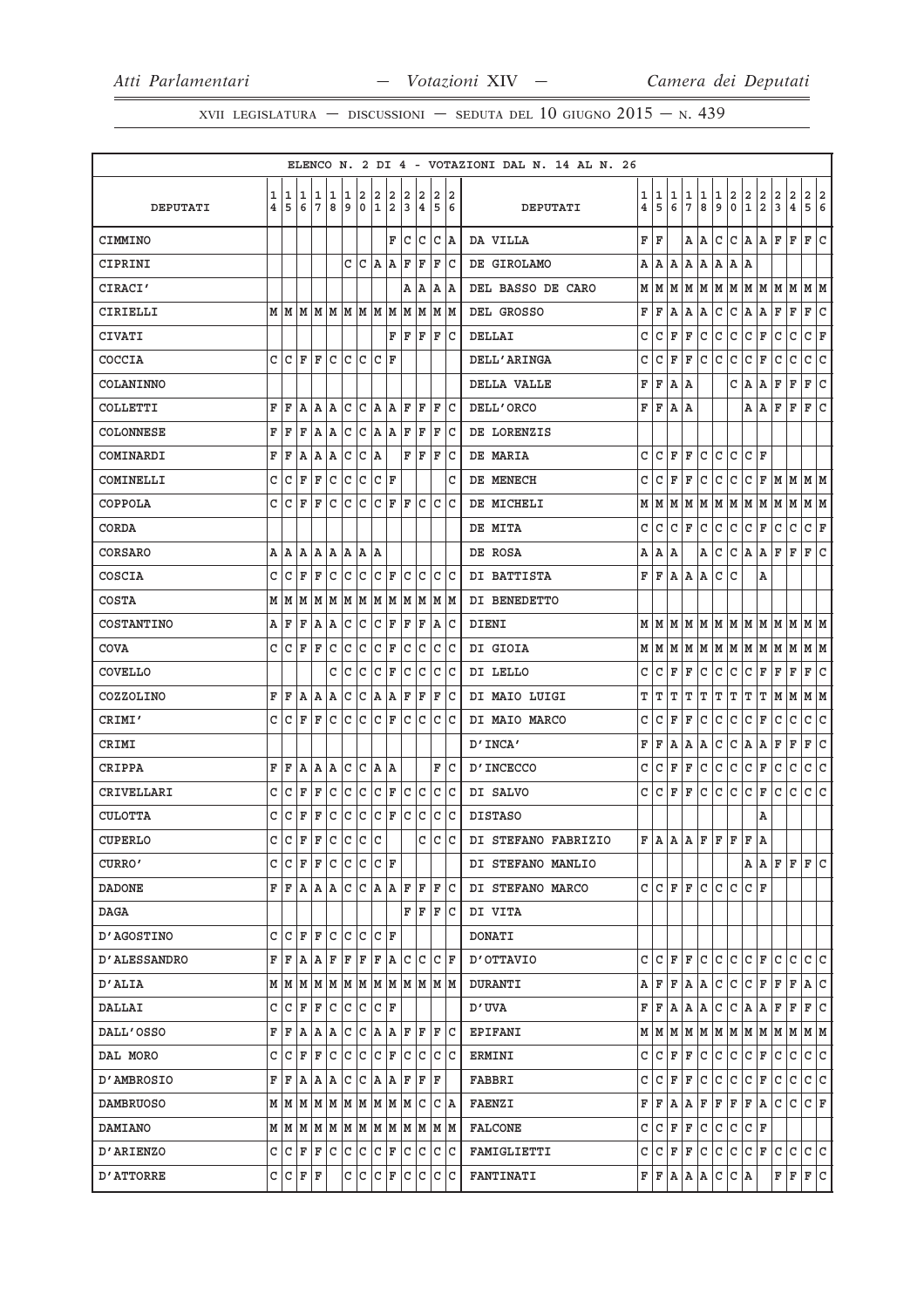XVII LEGISLATURA — DISCUSSIONI — SEDUTA DEL 10 GIUGNO 2015 — N. 439

ELENCO N. 2 DI 4 - VOTAZIONI DAL N. 14 AL N. 26

| DEPUTATI | 14 | 15 | 16 | 17 | 18 | 19 | 20 | 21 | 22 | 23 | 24 | 25 | 26 | DEPUTATI | 14 | 15 | 16 | 17 | 18 | 19 | 20 | 21 | 22 | 23 | 24 | 25 | 26 |
|---|---|---|---|---|---|---|---|---|---|---|---|---|---|---|---|---|---|---|---|---|---|---|---|---|---|---|---|
| CIMMINO | | | | | | | | | F | C | C | C | A | DA VILLA | F | F | | A | A | C | C | A | A | F | F | F | C |
| CIPRINI | | | | | | C | C | A | A | F | F | F | C | DE GIROLAMO | A | A | A | A | A | A | A | A | A | | | | |
| CIRACI' | | | | | | | | | | A | A | A | A | DEL BASSO DE CARO | M | M | M | M | M | M | M | M | M | M | M | M | M |
| CIRIELLI | M | M | M | M | M | M | M | M | M | M | M | M | M | DEL GROSSO | F | F | A | A | A | C | C | A | A | F | F | F | C |
| CIVATI | | | | | | | | | F | F | F | F | C | DELLAI | C | C | F | F | C | C | C | C | F | C | C | C | F |
| COCCIA | C | C | F | F | C | C | C | C | F | | | | | DELL'ARINGA | C | C | F | F | C | C | C | C | F | C | C | C | C |
| COLANINNO | | | | | | | | | | | | | | DELLA VALLE | F | F | A | A | | | C | A | A | F | F | F | C |
| COLLETTI | F | F | A | A | A | C | C | A | A | F | F | F | C | DELL'ORCO | F | F | A | A | | | | A | A | F | F | F | C |
| COLONNESE | F | F | F | A | A | C | C | A | A | F | F | F | C | DE LORENZIS | | | | | | | | | | | | | |
| COMINARDI | F | F | A | A | A | C | C | A | | F | F | F | C | DE MARIA | C | C | F | F | C | C | C | C | F | | | | |
| COMINELLI | C | C | F | F | C | C | C | C | F | | | | C | DE MENECH | C | C | F | F | C | C | C | C | F | M | M | M | M |
| COPPOLA | C | C | F | F | C | C | C | C | F | F | C | C | C | DE MICHELI | M | M | M | M | M | M | M | M | M | M | M | M | M |
| CORDA | | | | | | | | | | | | | | DE MITA | C | C | C | F | C | C | C | C | F | C | C | C | F |
| CORSARO | A | A | A | A | A | A | A | A | | | | | | DE ROSA | A | A | A | | A | C | C | A | A | F | F | F | C |
| COSCIA | C | C | F | F | C | C | C | C | F | C | C | C | C | DI BATTISTA | F | F | A | A | A | C | C | | A | | | | |
| COSTA | M | M | M | M | M | M | M | M | M | M | M | M | M | DI BENEDETTO | | | | | | | | | | | | | |
| COSTANTINO | A | F | F | A | A | C | C | C | F | F | F | A | C | DIENI | M | M | M | M | M | M | M | M | M | M | M | M | M |
| COVA | C | C | F | F | C | C | C | C | F | C | C | C | C | DI GIOIA | M | M | M | M | M | M | M | M | M | M | M | M | M |
| COVELLO | | | | | C | C | C | C | F | C | C | C | C | DI LELLO | C | C | F | F | C | C | C | C | F | F | F | F | C |
| COZZOLINO | F | F | A | A | A | C | C | A | A | F | F | F | C | DI MAIO LUIGI | T | T | T | T | T | T | T | T | T | M | M | M | M |
| CRIMI' | C | C | F | F | C | C | C | C | F | C | C | C | C | DI MAIO MARCO | C | C | F | F | C | C | C | C | F | C | C | C | C |
| CRIMI | | | | | | | | | | | | | | D'INCA' | F | F | A | A | A | C | C | A | A | F | F | F | C |
| CRIPPA | F | F | A | A | A | C | C | A | A | | | F | C | D'INCECCO | C | C | F | F | C | C | C | C | F | C | C | C | C |
| CRIVELLARI | C | C | F | F | C | C | C | C | F | C | C | C | C | DI SALVO | C | C | F | F | C | C | C | C | F | C | C | C | C |
| CULOTTA | C | C | F | F | C | C | C | C | F | C | C | C | C | DISTASO | | | | | | | | | A | | | | |
| CUPERLO | C | C | F | F | C | C | C | C | | | C | C | C | DI STEFANO FABRIZIO | F | A | A | A | F | F | F | F | A | | | | |
| CURRO' | C | C | F | F | C | C | C | C | F | | | | | DI STEFANO MANLIO | | | | | | | | A | A | F | F | F | C |
| DADONE | F | F | A | A | A | C | C | A | A | F | F | F | C | DI STEFANO MARCO | C | C | F | F | C | C | C | C | F | | | | |
| DAGA | | | | | | | | | | F | F | F | C | DI VITA | | | | | | | | | | | | | |
| D'AGOSTINO | C | C | F | F | C | C | C | C | F | | | | | DONATI | | | | | | | | | | | | | |
| D'ALESSANDRO | F | F | A | A | F | F | F | F | A | C | C | C | F | D'OTTAVIO | C | C | F | F | C | C | C | C | F | C | C | C | C |
| D'ALIA | M | M | M | M | M | M | M | M | M | M | M | M | M | DURANTI | A | F | F | A | A | C | C | C | F | F | F | A | C |
| DALLAI | C | C | F | F | C | C | C | C | F | | | | | D'UVA | F | F | A | A | A | C | C | A | A | F | F | F | C |
| DALL'OSSO | F | F | A | A | A | C | C | A | A | F | F | F | C | EPIFANI | M | M | M | M | M | M | M | M | M | M | M | M | M |
| DAL MORO | C | C | F | F | C | C | C | C | F | C | C | C | C | ERMINI | C | C | F | F | C | C | C | C | F | C | C | C | C |
| D'AMBROSIO | F | F | A | A | A | C | C | A | A | F | F | F | | FABBRI | C | C | F | F | C | C | C | C | F | C | C | C | C |
| DAMBRUOSO | M | M | M | M | M | M | M | M | M | M | C | C | A | FAENZI | F | F | A | A | F | F | F | F | A | C | C | C | F |
| DAMIANO | M | M | M | M | M | M | M | M | M | M | M | M | M | FALCONE | C | C | F | F | C | C | C | C | F | | | | |
| D'ARIENZO | C | C | F | F | C | C | C | C | F | C | C | C | C | FAMIGLIETTI | C | C | F | F | C | C | C | C | F | C | C | C | C |
| D'ATTORRE | C | C | F | F | | C | C | C | F | C | C | C | C | FANTINATI | F | F | A | A | A | C | C | A | | F | F | F | C |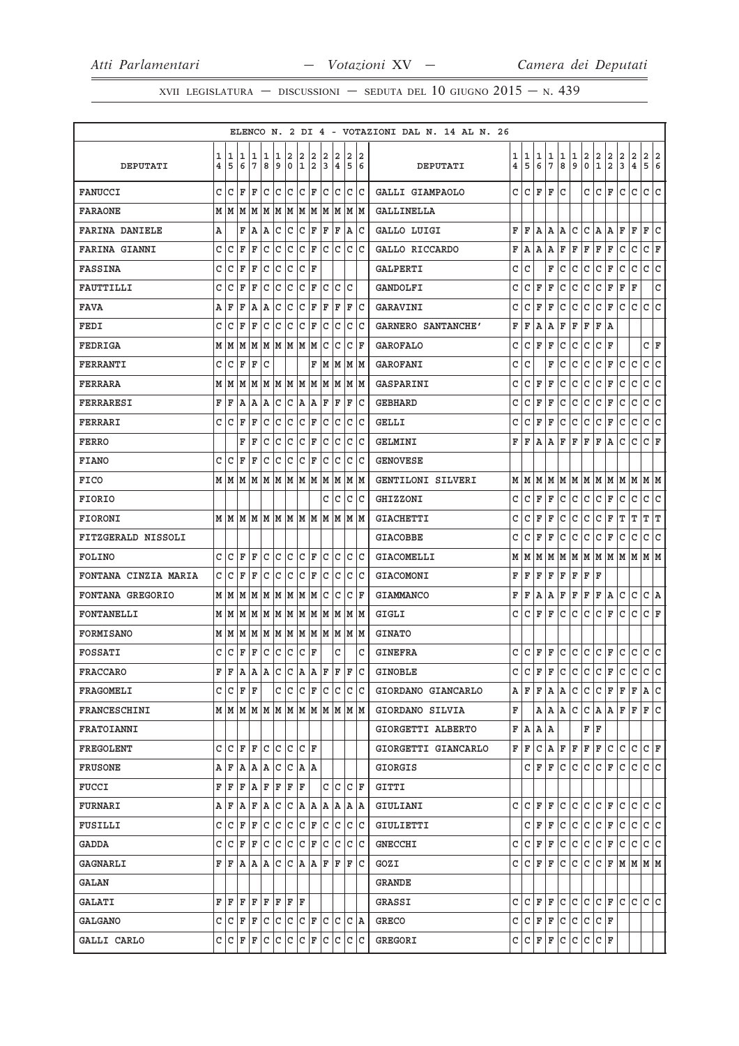XVII LEGISLATURA — DISCUSSIONI — SEDUTA DEL 10 GIUGNO 2015 — N. 439

ELENCO N. 2 DI 4 - VOTAZIONI DAL N. 14 AL N. 26

| DEPUTATI | 14 | 15 | 16 | 17 | 18 | 19 | 20 | 21 | 22 | 23 | 24 | 25 | 26 | DEPUTATI | 14 | 15 | 16 | 17 | 18 | 19 | 20 | 21 | 22 | 23 | 24 | 25 | 26 |
|---|---|---|---|---|---|---|---|---|---|---|---|---|---|---|---|---|---|---|---|---|---|---|---|---|---|---|---|
| FANUCCI | C | C | F | F | C | C | C | C | F | C | C | C | C | GALLI GIAMPAOLO | C | C | F | F | C | | C | C | F | C | C | C | C |
| FARAONE | M | M | M | M | M | M | M | M | M | M | M | M | M | GALLINELLA | | | | | | | | | | | | | |
| FARINA DANIELE | A | | F | A | A | C | C | C | F | F | F | A | C | GALLO LUIGI | F | F | A | A | A | C | C | A | A | F | F | F | C |
| FARINA GIANNI | C | C | F | F | C | C | C | C | F | C | C | C | C | GALLO RICCARDO | F | A | A | A | F | F | F | F | F | C | C | C | F |
| FASSINA | C | C | F | F | C | C | C | C | F | | | | | GALPERTI | C | C | | F | C | C | C | C | F | C | C | C | C |
| FAUTTILLI | C | C | F | F | C | C | C | C | F | C | C | C | | GANDOLFI | C | C | F | F | C | C | C | C | F | F | F | | C |
| FAVA | A | F | F | A | A | C | C | C | F | F | F | F | C | GARAVINI | C | C | F | F | C | C | C | C | F | C | C | C | C |
| FEDI | C | C | F | F | C | C | C | C | F | C | C | C | C | GARNERO SANTANCHE' | F | F | A | A | F | F | F | F | A | | | | |
| FEDRIGA | M | M | M | M | M | M | M | M | M | C | C | C | F | GAROFALO | C | C | F | F | C | C | C | C | F | | | C | F |
| FERRANTI | C | C | F | F | C | | | | F | M | M | M | M | GAROFANI | C | C | | F | C | C | C | C | F | C | C | C | C |
| FERRARA | M | M | M | M | M | M | M | M | M | M | M | M | M | GASPARINI | C | C | F | F | C | C | C | C | F | C | C | C | C |
| FERRARESI | F | F | A | A | A | C | C | A | A | F | F | F | C | GEBHARD | C | C | F | F | C | C | C | C | F | C | C | C | C |
| FERRARI | C | C | F | F | C | C | C | C | F | C | C | C | C | GELLI | C | C | F | F | C | C | C | C | F | C | C | C | C |
| FERRO | | | F | F | C | C | C | C | F | C | C | C | C | GELMINI | F | F | A | A | F | F | F | F | A | C | C | C | F |
| FIANO | C | C | F | F | C | C | C | C | F | C | C | C | C | GENOVESE | | | | | | | | | | | | | |
| FICO | M | M | M | M | M | M | M | M | M | M | M | M | M | GENTILONI SILVERI | M | M | M | M | M | M | M | M | M | M | M | M | M |
| FIORIO | | | | | | | | | | C | C | C | C | GHIZZONI | C | C | F | F | C | C | C | C | F | C | C | C | C |
| FIORONI | M | M | M | M | M | M | M | M | M | M | M | M | M | GIACHETTI | C | C | F | F | C | C | C | C | F | T | T | T | T |
| FITZGERALD NISSOLI | | | | | | | | | | | | | | GIACOBBE | C | C | F | F | C | C | C | C | F | C | C | C | C |
| FOLINO | C | C | F | F | C | C | C | C | F | C | C | C | C | GIACOMELLI | M | M | M | M | M | M | M | M | M | M | M | M | M |
| FONTANA CINZIA MARIA | C | C | F | F | C | C | C | C | F | C | C | C | C | GIACOMONI | F | F | F | F | F | F | F | F | | | | | |
| FONTANA GREGORIO | M | M | M | M | M | M | M | M | M | C | C | C | F | GIAMMANCO | F | F | A | A | F | F | F | F | A | C | C | C | A |
| FONTANELLI | M | M | M | M | M | M | M | M | M | M | M | M | M | GIGLI | C | C | F | F | C | C | C | C | F | C | C | C | F |
| FORMISANO | M | M | M | M | M | M | M | M | M | M | M | M | M | GINATO | | | | | | | | | | | | | |
| FOSSATI | C | C | F | F | C | C | C | C | F | | C | | C | GINEFRA | C | C | F | F | C | C | C | C | F | C | C | C | C |
| FRACCARO | F | F | A | A | A | C | C | A | A | F | F | F | C | GINOBLE | C | C | F | F | C | C | C | C | F | C | C | C | C |
| FRAGOMELI | C | C | F | F | | C | C | C | F | C | C | C | C | GIORDANO GIANCARLO | A | F | F | A | A | C | C | C | F | F | F | A | C |
| FRANCESCHINI | M | M | M | M | M | M | M | M | M | M | M | M | M | GIORDANO SILVIA | F | | A | A | A | C | C | A | A | F | F | F | C |
| FRATOIANNI | | | | | | | | | | | | | | GIORGETTI ALBERTO | F | A | A | A | | | F | F | | | | | |
| FREGOLENT | C | C | F | F | C | C | C | C | F | | | | | GIORGETTI GIANCARLO | F | F | C | A | F | F | F | F | C | C | C | C | F |
| FRUSONE | A | F | A | A | A | C | C | A | A | | | | | GIORGIS | | C | F | F | C | C | C | C | F | C | C | C | C |
| FUCCI | F | F | F | A | F | F | F | F | | C | C | C | F | GITTI | | | | | | | | | | | | | |
| FURNARI | A | F | A | F | A | C | C | A | A | A | A | A | A | GIULIANI | C | C | F | F | C | C | C | C | F | C | C | C | C |
| FUSILLI | C | C | F | F | C | C | C | C | F | C | C | C | C | GIULIETTI | | C | F | F | C | C | C | C | F | C | C | C | C |
| GADDA | C | C | F | F | C | C | C | C | F | C | C | C | C | GNECCHI | C | C | F | F | C | C | C | C | F | C | C | C | C |
| GAGNARLI | F | F | A | A | A | C | C | A | A | F | F | F | C | GOZI | C | C | F | F | C | C | C | C | F | M | M | M | M |
| GALAN | | | | | | | | | | | | | | GRANDE | | | | | | | | | | | | | |
| GALATI | F | F | F | F | F | F | F | F | | | | | | GRASSI | C | C | F | F | C | C | C | C | F | C | C | C | C |
| GALGANO | C | C | F | F | C | C | C | C | F | C | C | C | A | GRECO | C | C | F | F | C | C | C | C | F | | | | |
| GALLI CARLO | C | C | F | F | C | C | C | C | F | C | C | C | C | GREGORI | C | C | F | F | C | C | C | C | F | | | | |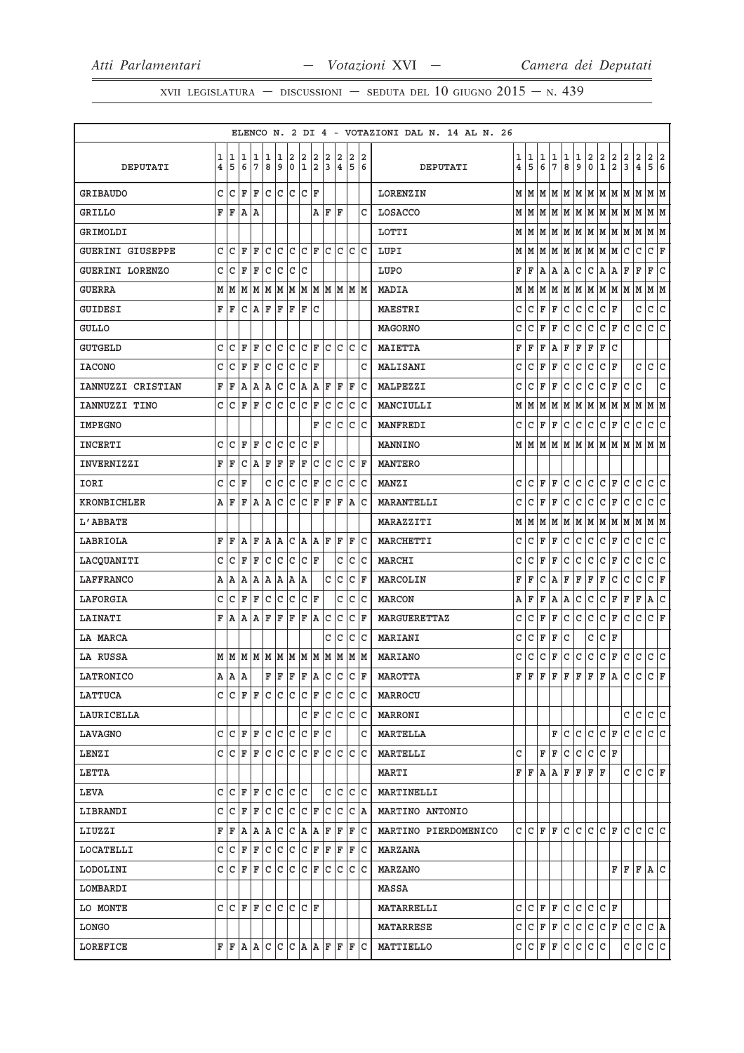XVII LEGISLATURA — DISCUSSIONI — SEDUTA DEL 10 GIUGNO 2015 — N. 439

ELENCO N. 2 DI 4 - VOTAZIONI DAL N. 14 AL N. 26

| DEPUTATI | 14 | 15 | 16 | 17 | 18 | 19 | 20 | 21 | 22 | 23 | 24 | 25 | 26 | DEPUTATI | 14 | 15 | 16 | 17 | 18 | 19 | 20 | 21 | 22 | 23 | 24 | 25 | 26 |
|---|---|---|---|---|---|---|---|---|---|---|---|---|---|---|---|---|---|---|---|---|---|---|---|---|---|---|---|
| GRIBAUDO | C | C | F | F | C | C | C | C | F | | | | | LORENZIN | M | M | M | M | M | M | M | M | M | M | M | M | M |
| GRILLO | F | F | A | A | | | | | A | F | F | | C | LOSACCO | M | M | M | M | M | M | M | M | M | M | M | M | M |
| GRIMOLDI | | | | | | | | | | | | | | LOTTI | M | M | M | M | M | M | M | M | M | M | M | M | M |
| GUERINI GIUSEPPE | C | C | F | F | C | C | C | C | F | C | C | C | C | LUPI | M | M | M | M | M | M | M | M | M | C | C | C | F |
| GUERINI LORENZO | C | C | F | F | C | C | C | C | | | | | | LUPO | F | F | A | A | A | C | C | A | A | F | F | F | C |
| GUERRA | M | M | M | M | M | M | M | M | M | M | M | M | M | MADIA | M | M | M | M | M | M | M | M | M | M | M | M | M |
| GUIDESI | F | F | C | A | F | F | F | F | C | | | | | MAESTRI | C | C | F | F | C | C | C | C | F | | C | C | C |
| GULLO | | | | | | | | | | | | | | MAGORNO | C | C | F | F | C | C | C | C | F | C | C | C | C |
| GUTGELD | C | C | F | F | C | C | C | C | F | C | C | C | C | MAIETTA | F | F | F | A | F | F | F | F | C | | | | |
| IACONO | C | C | F | F | C | C | C | C | F | | | | C | MALISANI | C | C | F | F | C | C | C | C | F | | C | C | C |
| IANNUZZI CRISTIAN | F | F | A | A | A | C | C | A | A | F | F | F | C | MALPEZZI | C | C | F | F | C | C | C | C | F | C | C | | C |
| IANNUZZI TINO | C | C | F | F | C | C | C | C | F | C | C | C | C | MANCIULLI | M | M | M | M | M | M | M | M | M | M | M | M | M |
| IMPEGNO | | | | | | | | | F | C | C | C | C | MANFREDI | C | C | F | F | C | C | C | C | F | C | C | C | C |
| INCERTI | C | C | F | F | C | C | C | C | F | | | | | MANNINO | M | M | M | M | M | M | M | M | M | M | M | M | M |
| INVERNIZZI | F | F | C | A | F | F | F | F | C | C | C | C | F | MANTERO | | | | | | | | | | | | | |
| IORI | C | C | F | | C | C | C | C | F | C | C | C | C | MANZI | C | C | F | F | C | C | C | C | F | C | C | C | C |
| KRONBICHLER | A | F | F | A | A | C | C | C | F | F | F | A | C | MARANTELLI | C | C | F | F | C | C | C | C | F | C | C | C | C |
| L'ABBATE | | | | | | | | | | | | | | MARAZZITI | M | M | M | M | M | M | M | M | M | M | M | M | M |
| LABRIOLA | F | F | A | F | A | A | C | A | A | F | F | F | C | MARCHETTI | C | C | F | F | C | C | C | C | F | C | C | C | C |
| LACQUANITI | C | C | F | F | C | C | C | C | F | | C | C | C | MARCHI | C | C | F | F | C | C | C | C | F | C | C | C | C |
| LAFFRANCO | A | A | A | A | A | A | A | A | | C | C | C | F | MARCOLIN | F | F | C | A | F | F | F | F | C | C | C | C | F |
| LAFORGIA | C | C | F | F | C | C | C | C | F | | C | C | C | MARCON | A | F | F | A | A | C | C | C | F | F | F | A | C |
| LAINATI | F | A | A | A | F | F | F | F | A | C | C | C | F | MARGUERETTAZ | C | C | F | F | C | C | C | C | F | C | C | C | F |
| LA MARCA | | | | | | | | | | C | C | C | C | MARIANI | C | C | F | F | C | | C | C | F | | | | |
| LA RUSSA | M | M | M | M | M | M | M | M | M | M | M | M | M | MARIANO | C | C | C | F | C | C | C | C | F | C | C | C | C |
| LATRONICO | A | A | A | | F | F | F | F | A | C | C | C | F | MAROTTA | F | F | F | F | F | F | F | F | A | C | C | C | F |
| LATTUCA | C | C | F | F | C | C | C | C | F | C | C | C | C | MARROCU | | | | | | | | | | | | | |
| LAURICELLA | | | | | | | | C | F | C | C | C | C | MARRONI | | | | | | | | | | C | C | C | C |
| LAVAGNO | C | C | F | F | C | C | C | C | F | C | | | C | MARTELLA | | | | F | C | C | C | C | F | C | C | C | C |
| LENZI | C | C | F | F | C | C | C | C | F | C | C | C | C | MARTELLI | C | | F | F | C | C | C | C | F | | | | |
| LETTA | | | | | | | | | | | | | | MARTI | F | F | A | A | F | F | F | F | | C | C | C | F |
| LEVA | C | C | F | F | C | C | C | C | | C | C | C | C | MARTINELLI | | | | | | | | | | | | | |
| LIBRANDI | C | C | F | F | C | C | C | C | F | C | C | C | A | MARTINO ANTONIO | | | | | | | | | | | | | |
| LIUZZI | F | F | A | A | A | C | C | A | A | F | F | F | C | MARTINO PIERDOMENICO | C | C | F | F | C | C | C | C | F | C | C | C | C |
| LOCATELLI | C | C | F | F | C | C | C | C | F | F | F | F | C | MARZANA | | | | | | | | | | | | | |
| LODOLINI | C | C | F | F | C | C | C | C | F | C | C | C | C | MARZANO | | | | | | | | | F | F | F | A | C |
| LOMBARDI | | | | | | | | | | | | | | MASSA | | | | | | | | | | | | | |
| LO MONTE | C | C | F | F | C | C | C | C | F | | | | | MATARRELLI | C | C | F | F | C | C | C | C | F | | | | |
| LONGO | | | | | | | | | | | | | | MATARRESE | C | C | F | F | C | C | C | C | F | C | C | C | A |
| LOREFICE | F | F | A | A | C | C | C | A | A | F | F | F | C | MATTIELLO | C | C | F | F | C | C | C | C | | C | C | C | C |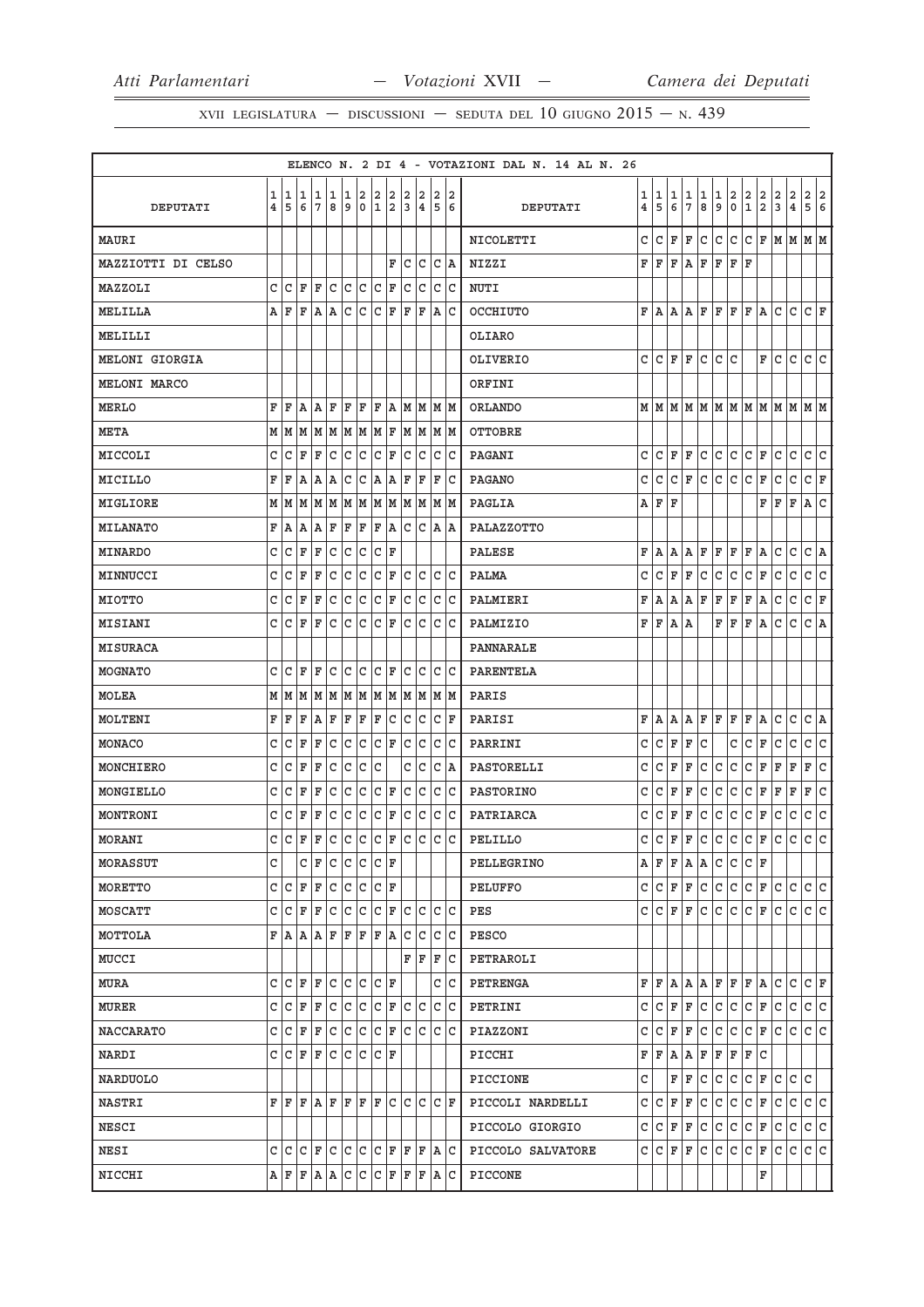ELENCO N. 2 DI 4 - VOTAZIONI DAL N. 14 AL N. 26

| DEPUTATI | 14 | 15 | 16 | 17 | 18 | 19 | 20 | 21 | 22 | 23 | 24 | 25 | 26 | DEPUTATI | 14 | 15 | 16 | 17 | 18 | 19 | 20 | 21 | 22 | 23 | 24 | 25 | 26 |
|---|---|---|---|---|---|---|---|---|---|---|---|---|---|---|---|---|---|---|---|---|---|---|---|---|---|---|---|
| MAURI | | | | | | | | | | | | | | NICOLETTI | C | C | F | F | C | C | C | C | F | M | M | M | M |
| MAZZIOTTI DI CELSO | | | | | | | | | F | C | C | C | A | NIZZI | F | F | F | A | F | F | F | F | | | | | |
| MAZZOLI | C | C | F | F | C | C | C | C | F | C | C | C | C | NUTI | | | | | | | | | | | | | |
| MELILLA | A | F | F | A | A | C | C | C | F | F | F | A | C | OCCHIUTO | F | A | A | A | F | F | F | F | A | C | C | C | F |
| MELILLI | | | | | | | | | | | | | | OLIARO | | | | | | | | | | | | | |
| MELONI GIORGIA | | | | | | | | | | | | | | OLIVERIO | C | C | F | F | C | C | C | | F | C | C | C | C |
| MELONI MARCO | | | | | | | | | | | | | | ORFINI | | | | | | | | | | | | | |
| MERLO | F | F | A | A | F | F | F | F | A | M | M | M | M | ORLANDO | M | M | M | M | M | M | M | M | M | M | M | M | M |
| META | M | M | M | M | M | M | M | M | F | M | M | M | M | OTTOBRE | | | | | | | | | | | | | |
| MICCOLI | C | C | F | F | C | C | C | C | F | C | C | C | C | PAGANI | C | C | F | F | C | C | C | C | F | C | C | C | C |
| MICILLO | F | F | A | A | A | C | C | A | A | F | F | F | C | PAGANO | C | C | C | F | C | C | C | C | F | C | C | C | F |
| MIGLIORE | M | M | M | M | M | M | M | M | M | M | M | M | M | PAGLIA | A | F | F | | | | | | F | F | F | A | C |
| MILANATO | F | A | A | A | F | F | F | F | A | C | C | A | A | PALAZZOTTO | | | | | | | | | | | | | |
| MINARDO | C | C | F | F | C | C | C | C | F | | | | | PALESE | F | A | A | A | F | F | F | F | A | C | C | C | A |
| MINNUCCI | C | C | F | F | C | C | C | C | F | C | C | C | C | PALMA | C | C | F | F | C | C | C | C | F | C | C | C | C |
| MIOTTO | C | C | F | F | C | C | C | C | F | C | C | C | C | PALMIERI | F | A | A | A | F | F | F | F | A | C | C | C | F |
| MISIANI | C | C | F | F | C | C | C | C | F | C | C | C | C | PALMIZIO | F | F | A | A | | F | F | F | A | C | C | C | A |
| MISURACA | | | | | | | | | | | | | | PANNARALE | | | | | | | | | | | | | |
| MOGNATO | C | C | F | F | C | C | C | C | F | C | C | C | C | PARENTELA | | | | | | | | | | | | | |
| MOLEA | M | M | M | M | M | M | M | M | M | M | M | M | M | PARIS | | | | | | | | | | | | | |
| MOLTENI | F | F | F | A | F | F | F | F | C | C | C | C | F | PARISI | F | A | A | A | F | F | F | F | A | C | C | C | A |
| MONACO | C | C | F | F | C | C | C | C | F | C | C | C | C | PARRINI | C | C | F | F | C | | C | C | F | C | C | C | C |
| MONCHIERO | C | C | F | F | C | C | C | C | | C | C | C | A | PASTORELLI | C | C | F | F | C | C | C | C | F | F | F | F | C |
| MONGIELLO | C | C | F | F | C | C | C | C | F | C | C | C | C | PASTORINO | C | C | F | F | C | C | C | C | F | F | F | F | C |
| MONTRONI | C | C | F | F | C | C | C | C | F | C | C | C | C | PATRIARCA | C | C | F | F | C | C | C | C | F | C | C | C | C |
| MORANI | C | C | F | F | C | C | C | C | F | C | C | C | C | PELILLO | C | C | F | F | C | C | C | C | F | C | C | C | C |
| MORASSUT | C | | C | F | C | C | C | C | F | | | | | PELLEGRINO | A | F | F | A | A | C | C | C | F | | | | |
| MORETTO | C | C | F | F | C | C | C | C | F | | | | | PELUFFO | C | C | F | F | C | C | C | C | F | C | C | C | C |
| MOSCATT | C | C | F | F | C | C | C | C | F | C | C | C | C | PES | C | C | F | F | C | C | C | C | F | C | C | C | C |
| MOTTOLA | F | A | A | A | F | F | F | F | A | C | C | C | C | PESCO | | | | | | | | | | | | | |
| MUCCI | | | | | | | | | | F | F | F | C | PETRAROLI | | | | | | | | | | | | | |
| MURA | C | C | F | F | C | C | C | C | F | | | C | C | PETRENGA | F | F | A | A | A | F | F | F | A | C | C | C | F |
| MURER | C | C | F | F | C | C | C | C | F | C | C | C | C | PETRINI | C | C | F | F | C | C | C | C | F | C | C | C | C |
| NACCARATO | C | C | F | F | C | C | C | C | F | C | C | C | C | PIAZZONI | C | C | F | F | C | C | C | C | F | C | C | C | C |
| NARDI | C | C | F | F | C | C | C | C | F | | | | | PICCHI | F | F | A | A | F | F | F | F | C | | | | |
| NARDUOLO | | | | | | | | | | | | | | PICCIONE | C | | F | F | C | C | C | C | F | C | C | C | |
| NASTRI | F | F | F | A | F | F | F | F | C | C | C | C | F | PICCOLI NARDELLI | C | C | F | F | C | C | C | C | F | C | C | C | C |
| NESCI | | | | | | | | | | | | | | PICCOLO GIORGIO | C | C | F | F | C | C | C | C | F | C | C | C | C |
| NESI | C | C | C | F | C | C | C | C | F | F | F | A | C | PICCOLO SALVATORE | C | C | F | F | C | C | C | C | F | C | C | C | C |
| NICCHI | A | F | F | A | A | C | C | C | F | F | F | A | C | PICCONE | | | | | | | | | F | | | | |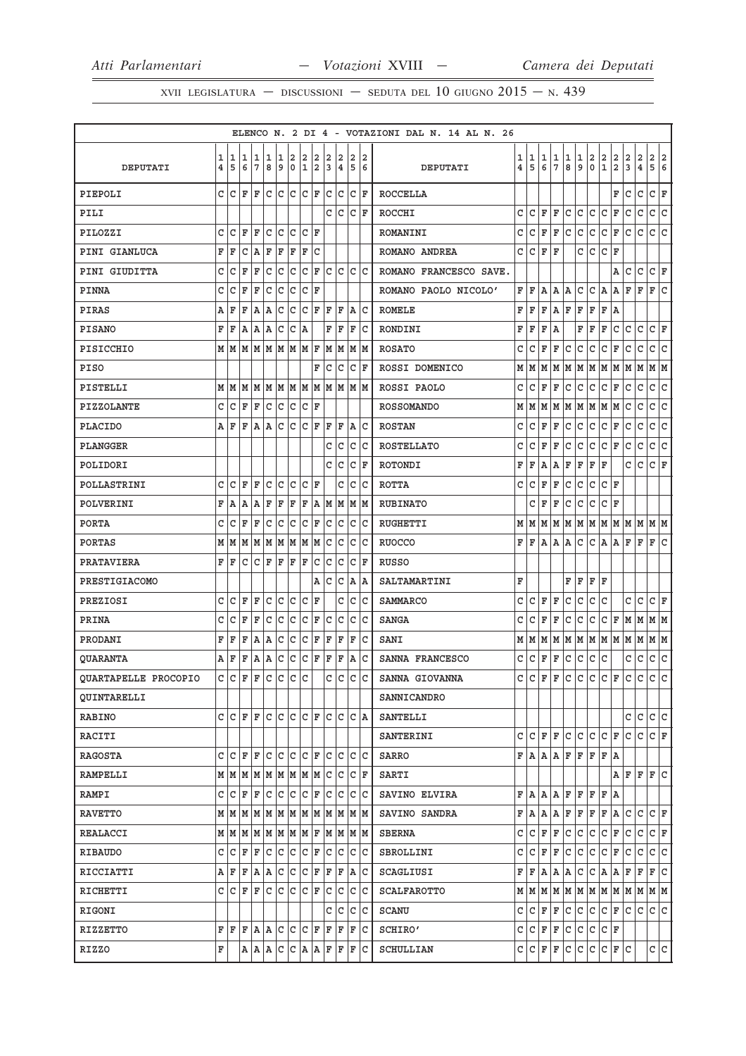ELENCO N. 2 DI 4 - VOTAZIONI DAL N. 14 AL N. 26

| DEPUTATI | 14 | 15 | 16 | 17 | 18 | 19 | 20 | 21 | 22 | 23 | 24 | 25 | 26 | DEPUTATI | 14 | 15 | 16 | 17 | 18 | 19 | 20 | 21 | 22 | 23 | 24 | 25 | 26 |
|---|---|---|---|---|---|---|---|---|---|---|---|---|---|---|---|---|---|---|---|---|---|---|---|---|---|---|---|
| PIEPOLI | C | C | F | F | C | C | C | C | F | C | C | C | F | ROCCELLA | | | | | | | | | F | C | C | C | F |
| PILI | | | | | | | | | | C | C | C | F | ROCCHI | C | C | F | F | C | C | C | C | F | C | C | C | C |
| PILOZZI | C | C | F | F | C | C | C | C | F | | | | | ROMANINI | C | C | F | F | C | C | C | C | F | C | C | C | C |
| PINI GIANLUCA | F | F | C | A | F | F | F | F | C | | | | | ROMANO ANDREA | C | C | F | F | | C | C | C | F | | | | |
| PINI GIUDITTA | C | C | F | F | C | C | C | C | F | C | C | C | C | ROMANO FRANCESCO SAVE. | | | | | | | | | A | C | C | C | F |
| PINNA | C | C | F | F | C | C | C | C | F | | | | | ROMANO PAOLO NICOLO' | F | F | A | A | A | C | C | A | A | F | F | F | C |
| PIRAS | A | F | F | A | A | C | C | C | F | F | F | A | C | ROMELE | F | F | F | A | F | F | F | F | A | | | | |
| PISANO | F | F | A | A | A | C | C | A | | F | F | F | C | RONDINI | F | F | F | A | | F | F | F | C | C | C | C | F |
| PISICCHIO | M | M | M | M | M | M | M | M | F | M | M | M | M | ROSATO | C | C | F | F | C | C | C | C | F | C | C | C | C |
| PISO | | | | | | | | | F | C | C | C | F | ROSSI DOMENICO | M | M | M | M | M | M | M | M | M | M | M | M | M |
| PISTELLI | M | M | M | M | M | M | M | M | M | M | M | M | M | ROSSI PAOLO | C | C | F | F | C | C | C | C | F | C | C | C | C |
| PIZZOLANTE | C | C | F | F | C | C | C | C | F | | | | | ROSSOMANDO | M | M | M | M | M | M | M | M | M | C | C | C | C |
| PLACIDO | A | F | F | A | A | C | C | C | F | F | F | A | C | ROSTAN | C | C | F | F | C | C | C | C | F | C | C | C | C |
| PLANGGER | | | | | | | | | | C | C | C | C | ROSTELLATO | C | C | F | F | C | C | C | C | F | C | C | C | C |
| POLIDORI | | | | | | | | | | C | C | C | F | ROTONDI | F | F | A | A | F | F | F | F | | C | C | C | F |
| POLLASTRINI | C | C | F | F | C | C | C | C | F | | C | C | C | ROTTA | C | C | F | F | C | C | C | C | F | | | | |
| POLVERINI | F | A | A | A | F | F | F | F | A | M | M | M | M | RUBINATO | | C | F | F | C | C | C | C | F | | | | |
| PORTA | C | C | F | F | C | C | C | C | F | C | C | C | C | RUGHETTI | M | M | M | M | M | M | M | M | M | M | M | M | M |
| PORTAS | M | M | M | M | M | M | M | M | M | C | C | C | C | RUOCCO | F | F | A | A | A | C | C | A | A | F | F | F | C |
| PRATAVIERA | F | F | C | C | F | F | F | F | C | C | C | C | F | RUSSO | | | | | | | | | | | | | |
| PRESTIGIACOMO | | | | | | | | | A | C | C | A | A | SALTAMARTINI | F | | | | F | F | F | F | | | | | |
| PREZIOSI | C | C | F | F | C | C | C | C | F | | C | C | C | SAMMARCO | C | C | F | F | C | C | C | C | | C | C | C | F |
| PRINA | C | C | F | F | C | C | C | C | F | C | C | C | C | SANGA | C | C | F | F | C | C | C | C | F | M | M | M | M |
| PRODANI | F | F | F | A | A | C | C | C | F | F | F | F | C | SANI | M | M | M | M | M | M | M | M | M | M | M | M | M |
| QUARANTA | A | F | F | A | A | C | C | C | F | F | F | A | C | SANNA FRANCESCO | C | C | F | F | C | C | C | C | | C | C | C | C |
| QUARTAPELLE PROCOPIO | C | C | F | F | C | C | C | C | | C | C | C | C | SANNA GIOVANNA | C | C | F | F | C | C | C | C | F | C | C | C | C |
| QUINTARELLI | | | | | | | | | | | | | | SANNICANDRO | | | | | | | | | | | | | |
| RABINO | C | C | F | F | C | C | C | C | F | C | C | C | A | SANTELLI | | | | | | | | | | C | C | C | C |
| RACITI | | | | | | | | | | | | | | SANTERINI | C | C | F | F | C | C | C | C | F | C | C | C | F |
| RAGOSTA | C | C | F | F | C | C | C | C | F | C | C | C | C | SARRO | F | A | A | A | F | F | F | F | A | | | | |
| RAMPELLI | M | M | M | M | M | M | M | M | M | C | C | C | F | SARTI | | | | | | | | | A | F | F | F | C |
| RAMPI | C | C | F | F | C | C | C | C | F | C | C | C | C | SAVINO ELVIRA | F | A | A | A | F | F | F | F | A | | | | |
| RAVETTO | M | M | M | M | M | M | M | M | M | M | M | M | M | SAVINO SANDRA | F | A | A | A | F | F | F | F | A | C | C | C | F |
| REALACCI | M | M | M | M | M | M | M | M | F | M | M | M | M | SBERNA | C | C | F | F | C | C | C | C | F | C | C | C | F |
| RIBAUDO | C | C | F | F | C | C | C | C | F | C | C | C | C | SBROLLINI | C | C | F | F | C | C | C | C | F | C | C | C | C |
| RICCIATTI | A | F | F | A | A | C | C | C | F | F | F | A | C | SCAGLIUSI | F | F | A | A | A | C | C | A | A | F | F | F | C |
| RICHETTI | C | C | F | F | C | C | C | C | F | C | C | C | C | SCALFAROTTO | M | M | M | M | M | M | M | M | M | M | M | M | M |
| RIGONI | | | | | | | | | | C | C | C | C | SCANU | C | C | F | F | C | C | C | C | F | C | C | C | C |
| RIZZETTO | F | F | F | A | A | C | C | C | F | F | F | F | C | SCHIRO' | C | C | F | F | C | C | C | C | F | | | | |
| RIZZO | F | | A | A | A | C | C | A | A | F | F | F | C | SCHULLIAN | C | C | F | F | C | C | C | C | F | C | | C | C |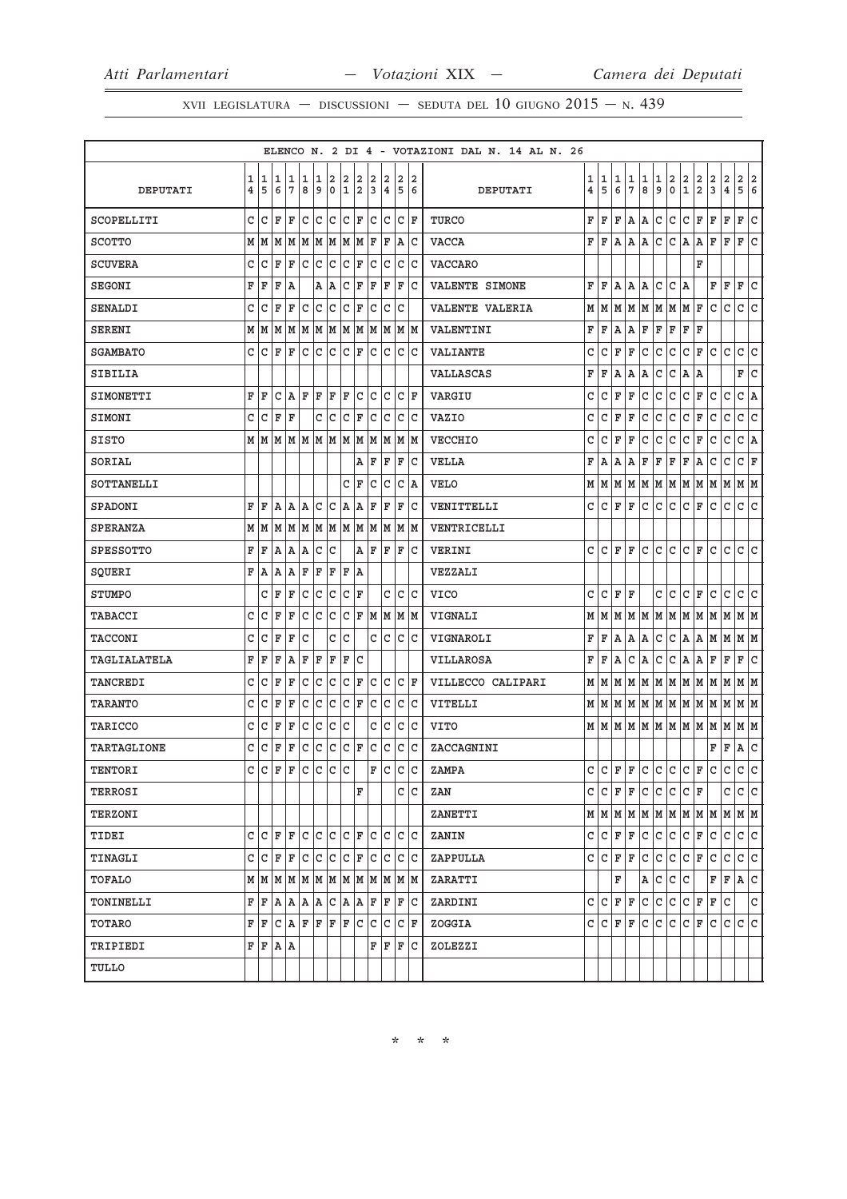ELENCO N. 2 DI 4 - VOTAZIONI DAL N. 14 AL N. 26

| DEPUTATI | 14 | 15 | 16 | 17 | 18 | 19 | 20 | 21 | 22 | 23 | 24 | 25 | 26 | DEPUTATI | 14 | 15 | 16 | 17 | 18 | 19 | 20 | 21 | 22 | 23 | 24 | 25 | 26 |
|---|---|---|---|---|---|---|---|---|---|---|---|---|---|---|---|---|---|---|---|---|---|---|---|---|---|---|---|
| SCOPELLITI | C | C | F | F | C | C | C | C | F | C | C | C | F | TURCO | F | F | F | A | A | C | C | C | F | F | F | F | C |
| SCOTTO | M | M | M | M | M | M | M | M | M | F | F | A | C | VACCA | F | F | A | A | A | C | C | A | A | F | F | F | C |
| SCUVERA | C | C | F | F | C | C | C | C | F | C | C | C | C | VACCARO | | | | | | | | | F | | | | |
| SEGONI | F | F | F | A | | A | A | C | F | F | F | F | C | VALENTE SIMONE | F | F | A | A | A | C | C | A | | F | F | F | C |
| SENALDI | C | C | F | F | C | C | C | C | F | C | C | C | | VALENTE VALERIA | M | M | M | M | M | M | M | M | F | C | C | C | C |
| SERENI | M | M | M | M | M | M | M | M | M | M | M | M | M | VALENTINI | F | F | A | A | F | F | F | F | F | | | | |
| SGAMBATO | C | C | F | F | C | C | C | C | F | C | C | C | C | VALIANTE | C | C | F | F | C | C | C | C | F | C | C | C | C |
| SIBILIA | | | | | | | | | | | | | | VALLASCAS | F | F | A | A | A | C | C | A | A | | | F | C |
| SIMONETTI | F | F | C | A | F | F | F | F | C | C | C | C | F | VARGIU | C | C | F | F | C | C | C | C | F | C | C | C | A |
| SIMONI | C | C | F | F | | C | C | C | F | C | C | C | C | VAZIO | C | C | F | F | C | C | C | C | F | C | C | C | C |
| SISTO | M | M | M | M | M | M | M | M | M | M | M | M | M | VECCHIO | C | C | F | F | C | C | C | C | F | C | C | C | A |
| SORIAL | | | | | | | | | A | F | F | F | C | VELLA | F | A | A | A | F | F | F | F | A | C | C | C | F |
| SOTTANELLI | | | | | | | | C | F | C | C | C | A | VELO | M | M | M | M | M | M | M | M | M | M | M | M | M |
| SPADONI | F | F | A | A | A | C | C | A | A | F | F | F | C | VENITTELLI | C | C | F | F | C | C | C | C | F | C | C | C | C |
| SPERANZA | M | M | M | M | M | M | M | M | M | M | M | M | M | VENTRICELLI | | | | | | | | | | | | | |
| SPESSOTTO | F | F | A | A | A | C | C | | A | F | F | F | C | VERINI | C | C | F | F | C | C | C | C | F | C | C | C | C |
| SQUERI | F | A | A | A | F | F | F | F | A | | | | | VEZZALI | | | | | | | | | | | | | |
| STUMPO | | C | F | F | C | C | C | C | F | | C | C | C | VICO | C | C | F | F | | C | C | C | F | C | C | C | C |
| TABACCI | C | C | F | F | C | C | C | C | F | M | M | M | M | VIGNALI | M | M | M | M | M | M | M | M | M | M | M | M | M |
| TACCONI | C | C | F | F | C | | C | C | | C | C | C | C | VIGNAROLI | F | F | A | A | A | C | C | A | A | M | M | M | M |
| TAGLIALATELA | F | F | F | A | F | F | F | F | C | | | | | VILLAROSA | F | F | A | C | A | C | C | A | A | F | F | F | C |
| TANCREDI | C | C | F | F | C | C | C | C | F | C | C | C | F | VILLECCO CALIPARI | M | M | M | M | M | M | M | M | M | M | M | M | M |
| TARANTO | C | C | F | F | C | C | C | C | F | C | C | C | C | VITELLI | M | M | M | M | M | M | M | M | M | M | M | M | M |
| TARICCO | C | C | F | F | C | C | C | C | | C | C | C | C | VITO | M | M | M | M | M | M | M | M | M | M | M | M | M |
| TARTAGLIONE | C | C | F | F | C | C | C | C | F | C | C | C | C | ZACCAGNINI | | | | | | | | | | F | F | A | C |
| TENTORI | C | C | F | F | C | C | C | C | | F | C | C | C | ZAMPA | C | C | F | F | C | C | C | C | F | C | C | C | C |
| TERROSI | | | | | | | | | F | | | C | C | ZAN | C | C | F | F | C | C | C | C | F | | C | C | C |
| TERZONI | | | | | | | | | | | | | | ZANETTI | M | M | M | M | M | M | M | M | M | M | M | M | M |
| TIDEI | C | C | F | F | C | C | C | C | F | C | C | C | C | ZANIN | C | C | F | F | C | C | C | C | F | C | C | C | C |
| TINAGLI | C | C | F | F | C | C | C | C | F | C | C | C | C | ZAPPULLA | C | C | F | F | C | C | C | C | F | C | C | C | C |
| TOFALO | M | M | M | M | M | M | M | M | M | M | M | M | M | ZARATTI | | | F | | A | C | C | C | | F | F | A | C |
| TONINELLI | F | F | A | A | A | A | C | A | A | F | F | F | C | ZARDINI | C | C | F | F | C | C | C | C | F | F | C | | C |
| TOTARO | F | F | C | A | F | F | F | F | C | C | C | C | F | ZOGGIA | C | C | F | F | C | C | C | C | F | C | C | C | C |
| TRIPIEDI | F | F | A | A | | | | | | F | F | F | C | ZOLEZZI | | | | | | | | | | | | | |
| TULLO | | | | | | | | | | | | | | | | | | | | | | | | | | | |

\* \* \*